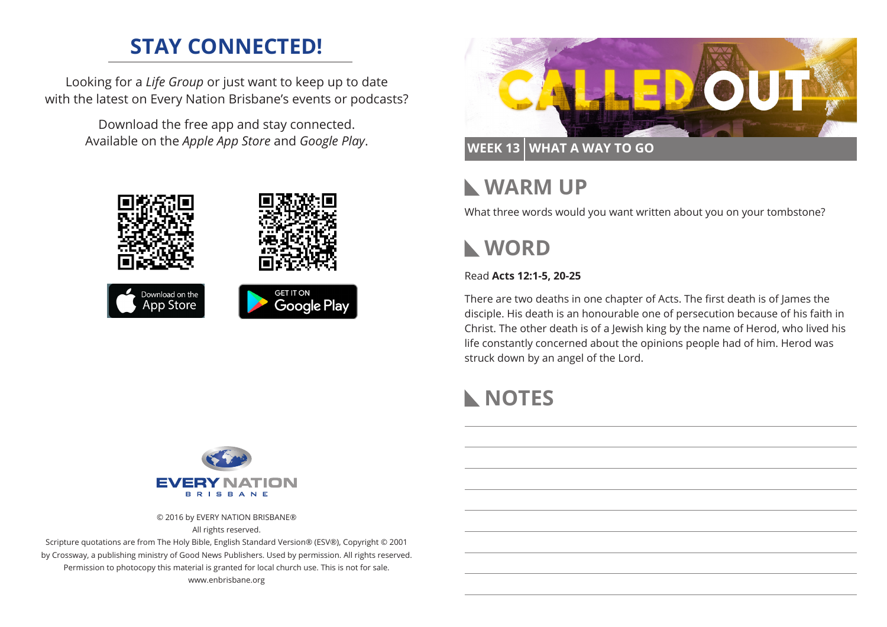## STAY CONNECTED!

Looking for a *Life Group* or just want to keep up to date with the latest on Every Nation Brisbane's events or podcasts?

Download the free app and stay connected. Available on the *Apple App Store* and *Google Play*.

Download on the App Store

GET IT ON Google Play

EVERY NATION BRISBANE

© 2016 by EVERY NATION BRISBANE®
All rights reserved.
Scripture quotations are from The Holy Bible, English Standard Version® (ESV®), Copyright © 2001 by Crossway, a publishing ministry of Good News Publishers. Used by permission. All rights reserved.
Permission to photocopy this material is granted for local church use. This is not for sale.
www.enbrisbane.org

# CALLED OUT

**WEEK 13 | WHAT A WAY TO GO**

## WARM UP

What three words would you want written about you on your tombstone?

## WORD

Read **Acts 12:1-5, 20-25**

There are two deaths in one chapter of Acts. The first death is of James the disciple. His death is an honourable one of persecution because of his faith in Christ. The other death is of a Jewish king by the name of Herod, who lived his life constantly concerned about the opinions people had of him. Herod was struck down by an angel of the Lord.

## NOTES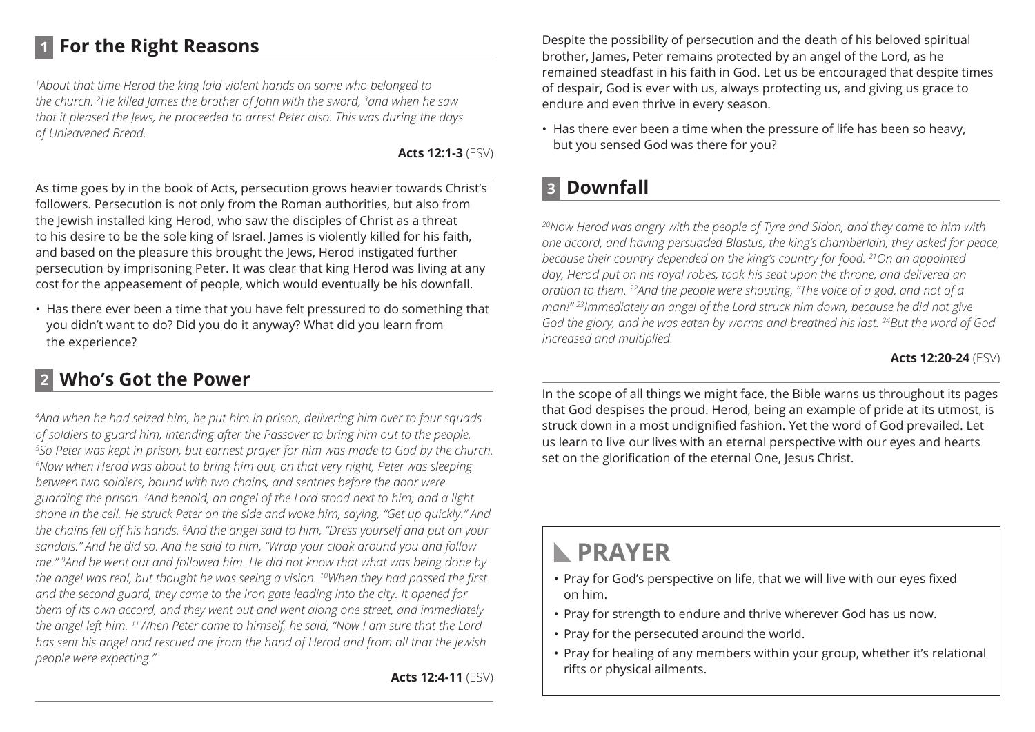## 1 For the Right Reasons

*[1]About that time Herod the king laid violent hands on some who belonged to the church. [2]He killed James the brother of John with the sword, [3]and when he saw that it pleased the Jews, he proceeded to arrest Peter also. This was during the days of Unleavened Bread.*

**Acts 12:1-3** (ESV)

As time goes by in the book of Acts, persecution grows heavier towards Christ's followers. Persecution is not only from the Roman authorities, but also from the Jewish installed king Herod, who saw the disciples of Christ as a threat to his desire to be the sole king of Israel. James is violently killed for his faith, and based on the pleasure this brought the Jews, Herod instigated further persecution by imprisoning Peter. It was clear that king Herod was living at any cost for the appeasement of people, which would eventually be his downfall.

- Has there ever been a time that you have felt pressured to do something that you didn't want to do? Did you do it anyway? What did you learn from the experience?

## 2 Who's Got the Power

*[4]And when he had seized him, he put him in prison, delivering him over to four squads of soldiers to guard him, intending after the Passover to bring him out to the people. [5]So Peter was kept in prison, but earnest prayer for him was made to God by the church. [6]Now when Herod was about to bring him out, on that very night, Peter was sleeping between two soldiers, bound with two chains, and sentries before the door were guarding the prison. [7]And behold, an angel of the Lord stood next to him, and a light shone in the cell. He struck Peter on the side and woke him, saying, "Get up quickly." And the chains fell off his hands. [8]And the angel said to him, "Dress yourself and put on your sandals." And he did so. And he said to him, "Wrap your cloak around you and follow me." [9]And he went out and followed him. He did not know that what was being done by the angel was real, but thought he was seeing a vision. [10]When they had passed the first and the second guard, they came to the iron gate leading into the city. It opened for them of its own accord, and they went out and went along one street, and immediately the angel left him. [11]When Peter came to himself, he said, "Now I am sure that the Lord has sent his angel and rescued me from the hand of Herod and from all that the Jewish people were expecting."*

**Acts 12:4-11** (ESV)

Despite the possibility of persecution and the death of his beloved spiritual brother, James, Peter remains protected by an angel of the Lord, as he remained steadfast in his faith in God. Let us be encouraged that despite times of despair, God is ever with us, always protecting us, and giving us grace to endure and even thrive in every season.

- Has there ever been a time when the pressure of life has been so heavy, but you sensed God was there for you?

## 3 Downfall

*[20]Now Herod was angry with the people of Tyre and Sidon, and they came to him with one accord, and having persuaded Blastus, the king's chamberlain, they asked for peace, because their country depended on the king's country for food. [21]On an appointed day, Herod put on his royal robes, took his seat upon the throne, and delivered an oration to them. [22]And the people were shouting, "The voice of a god, and not of a man!" [23]Immediately an angel of the Lord struck him down, because he did not give God the glory, and he was eaten by worms and breathed his last. [24]But the word of God increased and multiplied.*

**Acts 12:20-24** (ESV)

In the scope of all things we might face, the Bible warns us throughout its pages that God despises the proud. Herod, being an example of pride at its utmost, is struck down in a most undignified fashion. Yet the word of God prevailed. Let us learn to live our lives with an eternal perspective with our eyes and hearts set on the glorification of the eternal One, Jesus Christ.

## PRAYER

- Pray for God's perspective on life, that we will live with our eyes fixed on him.
- Pray for strength to endure and thrive wherever God has us now.
- Pray for the persecuted around the world.
- Pray for healing of any members within your group, whether it's relational rifts or physical ailments.